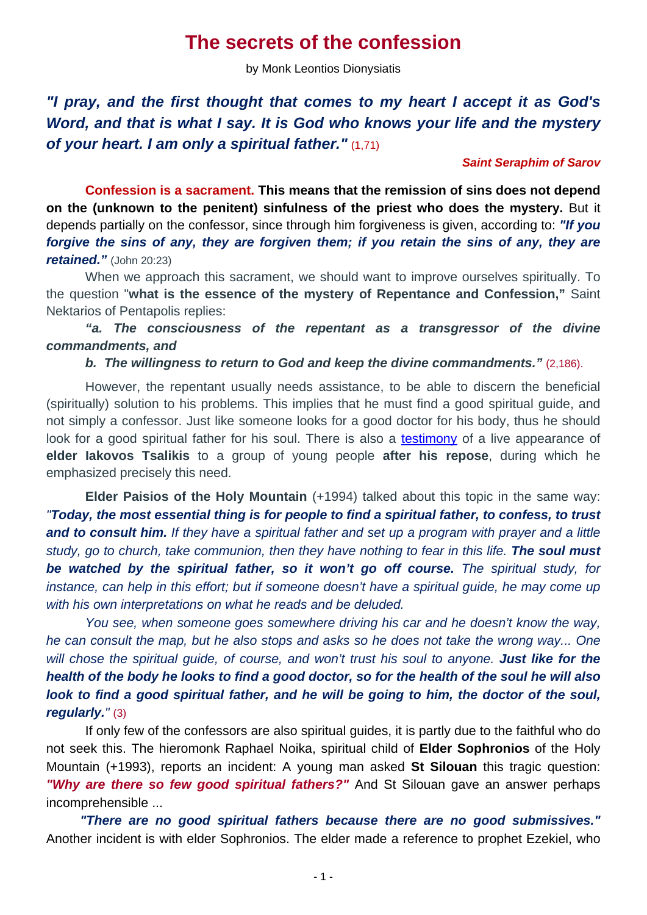# The secrets of the confession

by Monk Leontios Dionysiatis

## *"I pray, and the first thought that comes to my heart I accept it as God's Word, and that is what I say. It is God who knows your life and the mystery of your heart. I am only a spiritual father."* (1,71)

***Saint Seraphim of Sarov***

**Confession is a sacrament. This means that the remission of sins does not depend on the (unknown to the penitent) sinfulness of the priest who does the mystery.** But it depends partially on the confessor, since through him forgiveness is given, according to: ***"If you forgive the sins of any, they are forgiven them; if you retain the sins of any, they are retained."*** (John 20:23)

When we approach this sacrament, we should want to improve ourselves spiritually. To the question "**what is the essence of the mystery of Repentance and Confession,"** Saint Nektarios of Pentapolis replies:

***"a. The consciousness of the repentant as a transgressor of the divine commandments, and***

***b. The willingness to return to God and keep the divine commandments."*** (2,186).

However, the repentant usually needs assistance, to be able to discern the beneficial (spiritually) solution to his problems. This implies that he must find a good spiritual guide, and not simply a confessor. Just like someone looks for a good doctor for his body, thus he should look for a good spiritual father for his soul. There is also a testimony of a live appearance of **elder Iakovos Tsalikis** to a group of young people **after his repose**, during which he emphasized precisely this need.

**Elder Paisios of the Holy Mountain** (+1994) talked about this topic in the same way: *"**Today, the most essential thing is for people to find a spiritual father, to confess, to trust and to consult him.** If they have a spiritual father and set up a program with prayer and a little study, go to church, take communion, then they have nothing to fear in this life. **The soul must be watched by the spiritual father, so it won't go off course.** The spiritual study, for instance, can help in this effort; but if someone doesn't have a spiritual guide, he may come up with his own interpretations on what he reads and be deluded.*

*You see, when someone goes somewhere driving his car and he doesn't know the way, he can consult the map, but he also stops and asks so he does not take the wrong way... One will chose the spiritual guide, of course, and won't trust his soul to anyone. **Just like for the health of the body he looks to find a good doctor, so for the health of the soul he will also look to find a good spiritual father, and he will be going to him, the doctor of the soul, regularly.**"* (3)

If only few of the confessors are also spiritual guides, it is partly due to the faithful who do not seek this. The hieromonk Raphael Noika, spiritual child of **Elder Sophronios** of the Holy Mountain (+1993), reports an incident: A young man asked **St Silouan** this tragic question: ***"Why are there so few good spiritual fathers?"*** And St Silouan gave an answer perhaps incomprehensible ...

***"There are no good spiritual fathers because there are no good submissives."*** Another incident is with elder Sophronios. The elder made a reference to prophet Ezekiel, who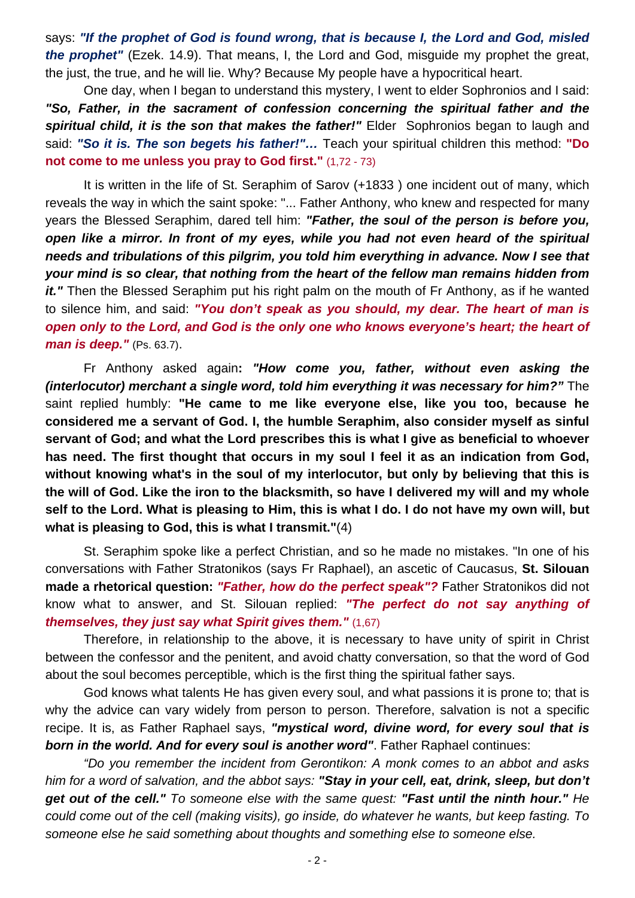says: ***"If the prophet of God is found wrong, that is because I, the Lord and God, misled the prophet"*** (Ezek. 14.9). That means, I, the Lord and God, misguide my prophet the great, the just, the true, and he will lie. Why? Because My people have a hypocritical heart.

One day, when I began to understand this mystery, I went to elder Sophronios and I said: ***"So, Father, in the sacrament of confession concerning the spiritual father and the spiritual child, it is the son that makes the father!"*** Elder Sophronios began to laugh and said: ***"So it is. The son begets his father!"…*** Teach your spiritual children this method: **"Do not come to me unless you pray to God first."** (1,72 - 73)

It is written in the life of St. Seraphim of Sarov (+1833 ) one incident out of many, which reveals the way in which the saint spoke: "... Father Anthony, who knew and respected for many years the Blessed Seraphim, dared tell him: ***"Father, the soul of the person is before you, open like a mirror. In front of my eyes, while you had not even heard of the spiritual needs and tribulations of this pilgrim, you told him everything in advance. Now I see that your mind is so clear, that nothing from the heart of the fellow man remains hidden from it."*** Then the Blessed Seraphim put his right palm on the mouth of Fr Anthony, as if he wanted to silence him, and said: ***"You don't speak as you should, my dear. The heart of man is open only to the Lord, and God is the only one who knows everyone's heart; the heart of man is deep."*** (Ps. 63.7).

Fr Anthony asked again**:** ***"How come you, father, without even asking the (interlocutor) merchant a single word, told him everything it was necessary for him?"*** The saint replied humbly: **"He came to me like everyone else, like you too, because he considered me a servant of God. I, the humble Seraphim, also consider myself as sinful servant of God; and what the Lord prescribes this is what I give as beneficial to whoever has need. The first thought that occurs in my soul I feel it as an indication from God, without knowing what's in the soul of my interlocutor, but only by believing that this is the will of God. Like the iron to the blacksmith, so have I delivered my will and my whole self to the Lord. What is pleasing to Him, this is what I do. I do not have my own will, but what is pleasing to God, this is what I transmit."**(4)

St. Seraphim spoke like a perfect Christian, and so he made no mistakes. "In one of his conversations with Father Stratonikos (says Fr Raphael), an ascetic of Caucasus, **St. Silouan made a rhetorical question:** ***"Father, how do the perfect speak"?*** Father Stratonikos did not know what to answer, and St. Silouan replied: ***"The perfect do not say anything of themselves, they just say what Spirit gives them."*** (1,67)

Therefore, in relationship to the above, it is necessary to have unity of spirit in Christ between the confessor and the penitent, and avoid chatty conversation, so that the word of God about the soul becomes perceptible, which is the first thing the spiritual father says.

God knows what talents He has given every soul, and what passions it is prone to; that is why the advice can vary widely from person to person. Therefore, salvation is not a specific recipe. It is, as Father Raphael says, ***"mystical word, divine word, for every soul that is born in the world. And for every soul is another word"***. Father Raphael continues:

*"Do you remember the incident from Gerontikon: A monk comes to an abbot and asks him for a word of salvation, and the abbot says:* ***"Stay in your cell, eat, drink, sleep, but don't get out of the cell."*** *To someone else with the same quest:* ***"Fast until the ninth hour."*** *He could come out of the cell (making visits), go inside, do whatever he wants, but keep fasting. To someone else he said something about thoughts and something else to someone else.*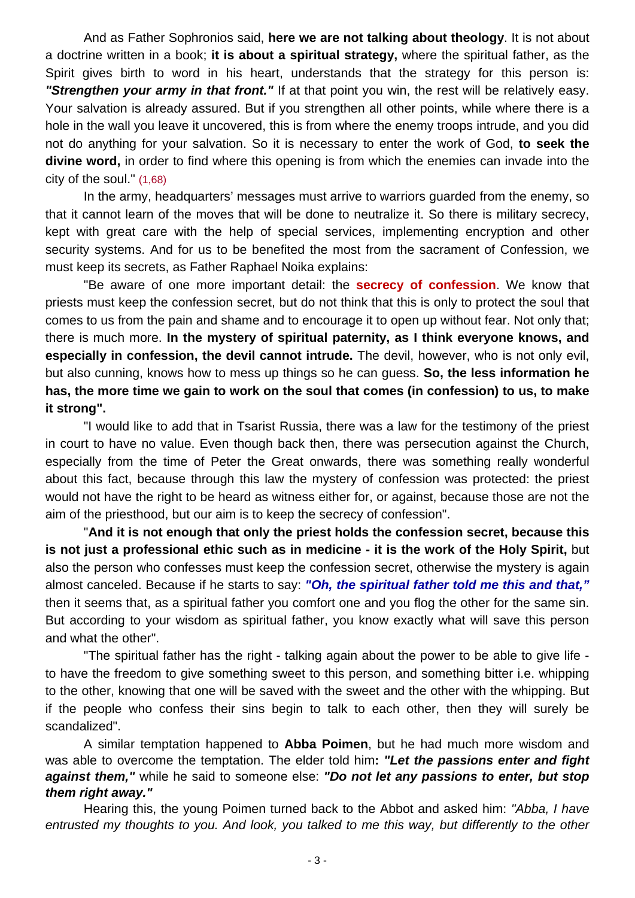And as Father Sophronios said, **here we are not talking about theology**. It is not about a doctrine written in a book; **it is about a spiritual strategy,** where the spiritual father, as the Spirit gives birth to word in his heart, understands that the strategy for this person is: ***"Strengthen your army in that front."*** If at that point you win, the rest will be relatively easy. Your salvation is already assured. But if you strengthen all other points, while where there is a hole in the wall you leave it uncovered, this is from where the enemy troops intrude, and you did not do anything for your salvation. So it is necessary to enter the work of God, **to seek the divine word,** in order to find where this opening is from which the enemies can invade into the city of the soul." (1,68)

In the army, headquarters' messages must arrive to warriors guarded from the enemy, so that it cannot learn of the moves that will be done to neutralize it. So there is military secrecy, kept with great care with the help of special services, implementing encryption and other security systems. And for us to be benefited the most from the sacrament of Confession, we must keep its secrets, as Father Raphael Noika explains:

"Be aware of one more important detail: the **secrecy of confession**. We know that priests must keep the confession secret, but do not think that this is only to protect the soul that comes to us from the pain and shame and to encourage it to open up without fear. Not only that; there is much more. **In the mystery of spiritual paternity, as I think everyone knows, and especially in confession, the devil cannot intrude.** The devil, however, who is not only evil, but also cunning, knows how to mess up things so he can guess. **So, the less information he has, the more time we gain to work on the soul that comes (in confession) to us, to make it strong".**

"I would like to add that in Tsarist Russia, there was a law for the testimony of the priest in court to have no value. Even though back then, there was persecution against the Church, especially from the time of Peter the Great onwards, there was something really wonderful about this fact, because through this law the mystery of confession was protected: the priest would not have the right to be heard as witness either for, or against, because those are not the aim of the priesthood, but our aim is to keep the secrecy of confession".

"**And it is not enough that only the priest holds the confession secret, because this is not just a professional ethic such as in medicine - it is the work of the Holy Spirit,** but also the person who confesses must keep the confession secret, otherwise the mystery is again almost canceled. Because if he starts to say: ***"Oh, the spiritual father told me this and that,"*** then it seems that, as a spiritual father you comfort one and you flog the other for the same sin. But according to your wisdom as spiritual father, you know exactly what will save this person and what the other".

"The spiritual father has the right - talking again about the power to be able to give life - to have the freedom to give something sweet to this person, and something bitter i.e. whipping to the other, knowing that one will be saved with the sweet and the other with the whipping. But if the people who confess their sins begin to talk to each other, then they will surely be scandalized".

A similar temptation happened to **Abba Poimen**, but he had much more wisdom and was able to overcome the temptation. The elder told him**:** ***"Let the passions enter and fight against them,"*** while he said to someone else: ***"Do not let any passions to enter, but stop them right away."***

Hearing this, the young Poimen turned back to the Abbot and asked him: *"Abba, I have entrusted my thoughts to you. And look, you talked to me this way, but differently to the other*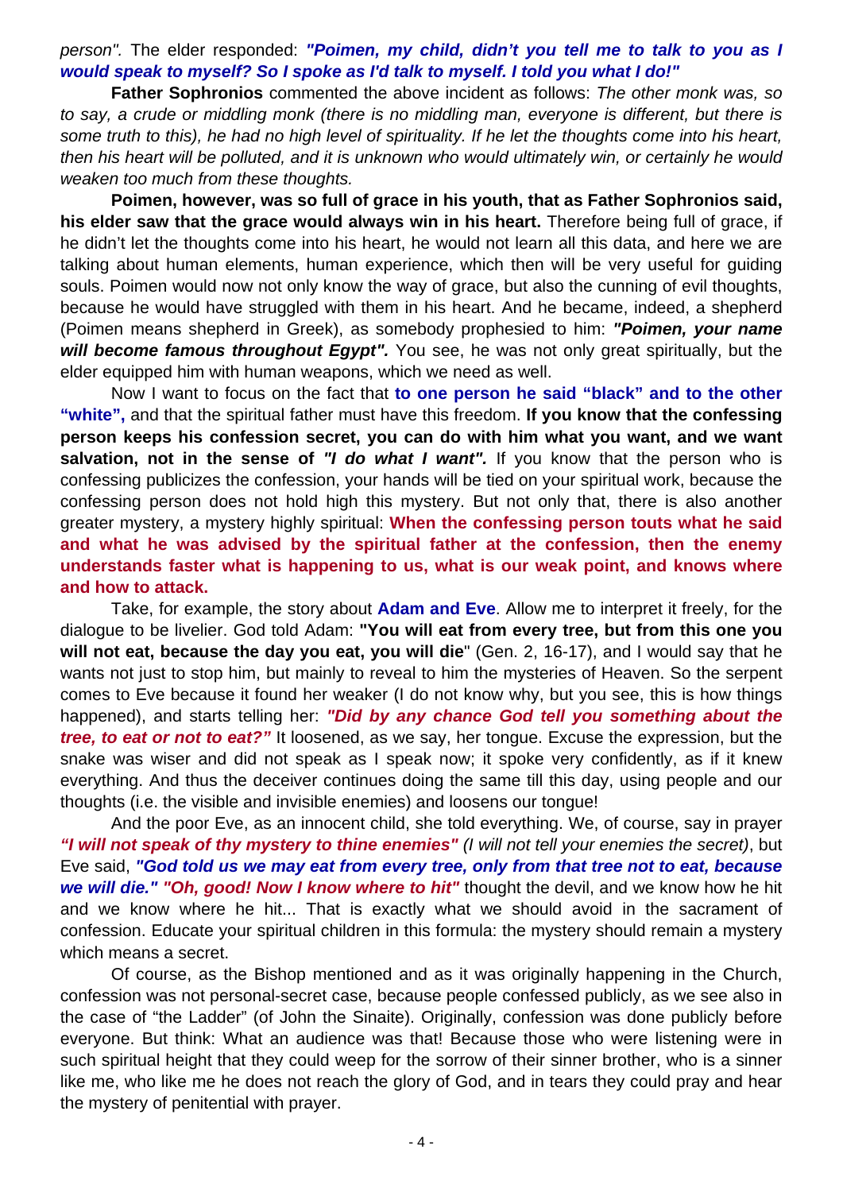*person".* The elder responded: ***"Poimen, my child, didn't you tell me to talk to you as I would speak to myself? So I spoke as I'd talk to myself. I told you what I do!"***

**Father Sophronios** commented the above incident as follows: *The other monk was, so to say, a crude or middling monk (there is no middling man, everyone is different, but there is some truth to this), he had no high level of spirituality. If he let the thoughts come into his heart, then his heart will be polluted, and it is unknown who would ultimately win, or certainly he would weaken too much from these thoughts.*

**Poimen, however, was so full of grace in his youth, that as Father Sophronios said, his elder saw that the grace would always win in his heart.** Therefore being full of grace, if he didn't let the thoughts come into his heart, he would not learn all this data, and here we are talking about human elements, human experience, which then will be very useful for guiding souls. Poimen would now not only know the way of grace, but also the cunning of evil thoughts, because he would have struggled with them in his heart. And he became, indeed, a shepherd (Poimen means shepherd in Greek), as somebody prophesied to him: ***"Poimen, your name will become famous throughout Egypt".*** You see, he was not only great spiritually, but the elder equipped him with human weapons, which we need as well.

Now I want to focus on the fact that **to one person he said "black" and to the other "white",** and that the spiritual father must have this freedom. **If you know that the confessing person keeps his confession secret, you can do with him what you want, and we want salvation, not in the sense of *"I do what I want".*** If you know that the person who is confessing publicizes the confession, your hands will be tied on your spiritual work, because the confessing person does not hold high this mystery. But not only that, there is also another greater mystery, a mystery highly spiritual: **When the confessing person touts what he said and what he was advised by the spiritual father at the confession, then the enemy understands faster what is happening to us, what is our weak point, and knows where and how to attack.**

Take, for example, the story about **Adam and Eve**. Allow me to interpret it freely, for the dialogue to be livelier. God told Adam: **"You will eat from every tree, but from this one you will not eat, because the day you eat, you will die**" (Gen. 2, 16-17), and I would say that he wants not just to stop him, but mainly to reveal to him the mysteries of Heaven. So the serpent comes to Eve because it found her weaker (I do not know why, but you see, this is how things happened), and starts telling her: ***"Did by any chance God tell you something about the tree, to eat or not to eat?"*** It loosened, as we say, her tongue. Excuse the expression, but the snake was wiser and did not speak as I speak now; it spoke very confidently, as if it knew everything. And thus the deceiver continues doing the same till this day, using people and our thoughts (i.e. the visible and invisible enemies) and loosens our tongue!

And the poor Eve, as an innocent child, she told everything. We, of course, say in prayer ***"I will not speak of thy mystery to thine enemies"*** *(I will not tell your enemies the secret)*, but Eve said, ***"God told us we may eat from every tree, only from that tree not to eat, because we will die." "Oh, good! Now I know where to hit"*** thought the devil, and we know how he hit and we know where he hit... That is exactly what we should avoid in the sacrament of confession. Educate your spiritual children in this formula: the mystery should remain a mystery which means a secret.

Of course, as the Bishop mentioned and as it was originally happening in the Church, confession was not personal-secret case, because people confessed publicly, as we see also in the case of "the Ladder" (of John the Sinaite). Originally, confession was done publicly before everyone. But think: What an audience was that! Because those who were listening were in such spiritual height that they could weep for the sorrow of their sinner brother, who is a sinner like me, who like me he does not reach the glory of God, and in tears they could pray and hear the mystery of penitential with prayer.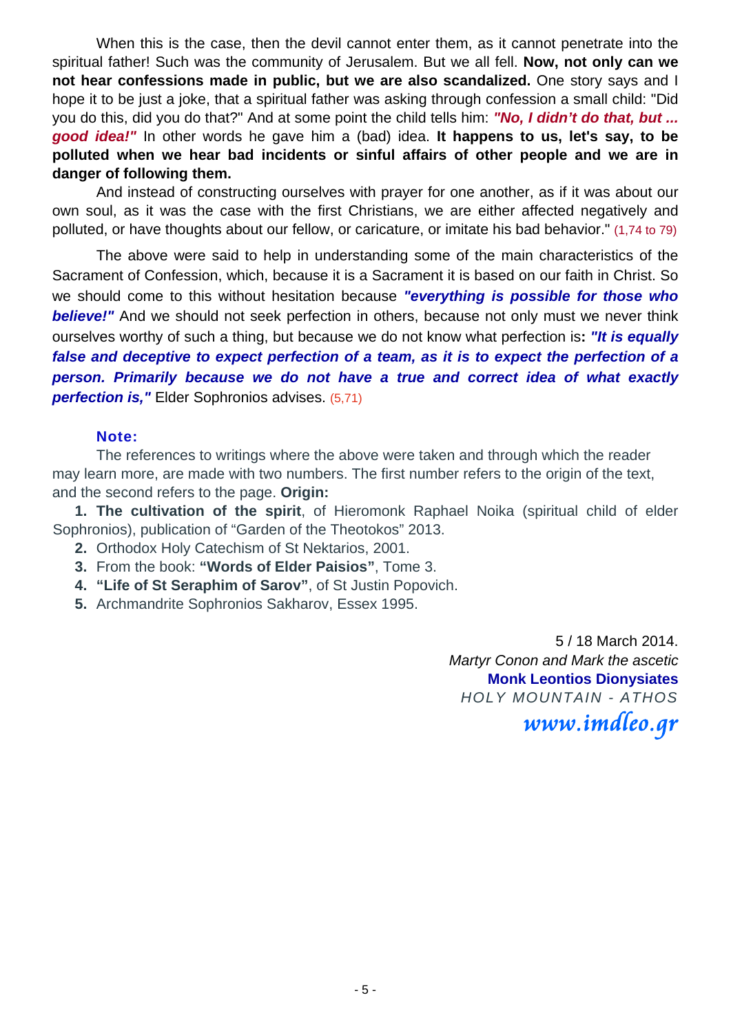When this is the case, then the devil cannot enter them, as it cannot penetrate into the spiritual father! Such was the community of Jerusalem. But we all fell. **Now, not only can we not hear confessions made in public, but we are also scandalized.** One story says and I hope it to be just a joke, that a spiritual father was asking through confession a small child: "Did you do this, did you do that?" And at some point the child tells him: ***"No, I didn't do that, but ... good idea!"*** In other words he gave him a (bad) idea. **It happens to us, let's say, to be polluted when we hear bad incidents or sinful affairs of other people and we are in danger of following them.**

And instead of constructing ourselves with prayer for one another, as if it was about our own soul, as it was the case with the first Christians, we are either affected negatively and polluted, or have thoughts about our fellow, or caricature, or imitate his bad behavior." (1,74 to 79)

The above were said to help in understanding some of the main characteristics of the Sacrament of Confession, which, because it is a Sacrament it is based on our faith in Christ. So we should come to this without hesitation because ***"everything is possible for those who believe!"*** And we should not seek perfection in others, because not only must we never think ourselves worthy of such a thing, but because we do not know what perfection is**:** ***"It is equally false and deceptive to expect perfection of a team, as it is to expect the perfection of a person. Primarily because we do not have a true and correct idea of what exactly perfection is,"*** Elder Sophronios advises. (5,71)

**Note:**

The references to writings where the above were taken and through which the reader may learn more, are made with two numbers. The first number refers to the origin of the text, and the second refers to the page. **Origin:**

1. **The cultivation of the spirit**, of Hieromonk Raphael Noika (spiritual child of elder Sophronios), publication of "Garden of the Theotokos" 2013.
2. Orthodox Holy Catechism of St Nektarios, 2001.
3. From the book: **"Words of Elder Paisios"**, Tome 3.
4. **"Life of St Seraphim of Sarov"**, of St Justin Popovich.
5. Archmandrite Sophronios Sakharov, Essex 1995.

5 / 18 March 2014.
*Martyr Conon and Mark the ascetic*
**Monk Leontios Dionysiates**
*HOLY MOUNTAIN - ATHOS*
*www.imdleo.gr*